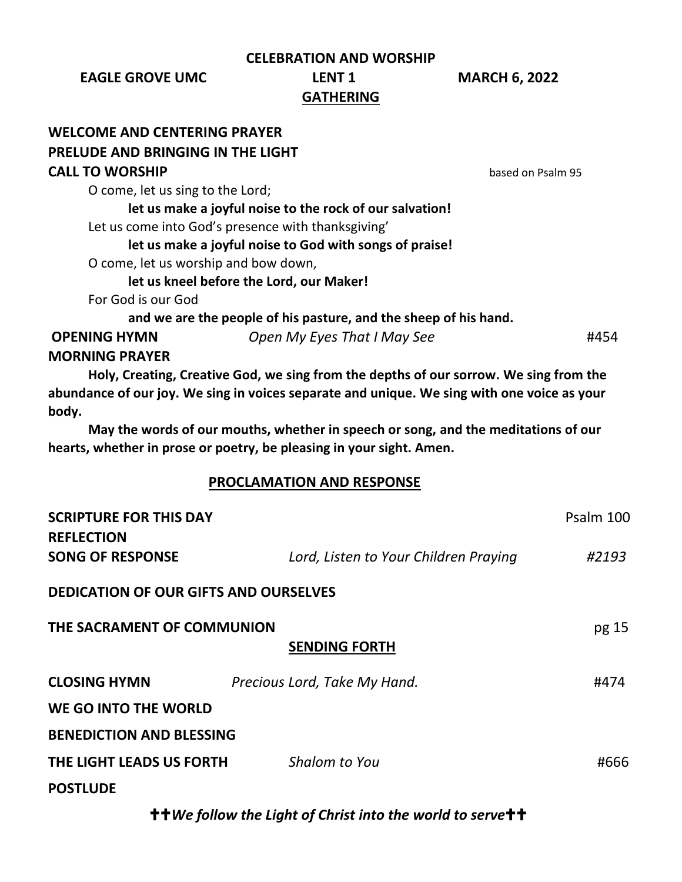# CELEBRATION AND WORSHIP

**EAGLE GROVE UMC** **LENT 1** **MARCH 6, 2022**

## GATHERING

**WELCOME AND CENTERING PRAYER**

**PRELUDE AND BRINGING IN THE LIGHT**

**CALL TO WORSHIP** based on Psalm 95

O come, let us sing to the Lord;

**let us make a joyful noise to the rock of our salvation!**

Let us come into God's presence with thanksgiving'

**let us make a joyful noise to God with songs of praise!**

O come, let us worship and bow down,

**let us kneel before the Lord, our Maker!**

For God is our God

**and we are the people of his pasture, and the sheep of his hand.**

**OPENING HYMN** *Open My Eyes That I May See* #454

**MORNING PRAYER**

**Holy, Creating, Creative God, we sing from the depths of our sorrow. We sing from the abundance of our joy. We sing in voices separate and unique. We sing with one voice as your body.**

**May the words of our mouths, whether in speech or song, and the meditations of our hearts, whether in prose or poetry, be pleasing in your sight. Amen.**

## PROCLAMATION AND RESPONSE

**SCRIPTURE FOR THIS DAY** Psalm 100

**REFLECTION**

**SONG OF RESPONSE** *Lord, Listen to Your Children Praying* *#2193*

**DEDICATION OF OUR GIFTS AND OURSELVES**

**THE SACRAMENT OF COMMUNION** pg 15

## SENDING FORTH

**CLOSING HYMN** *Precious Lord, Take My Hand.* #474

**WE GO INTO THE WORLD**

**BENEDICTION AND BLESSING**

**THE LIGHT LEADS US FORTH** *Shalom to You* #666

**POSTLUDE**

**✝✝*We follow the Light of Christ into the world to serve*✝✝**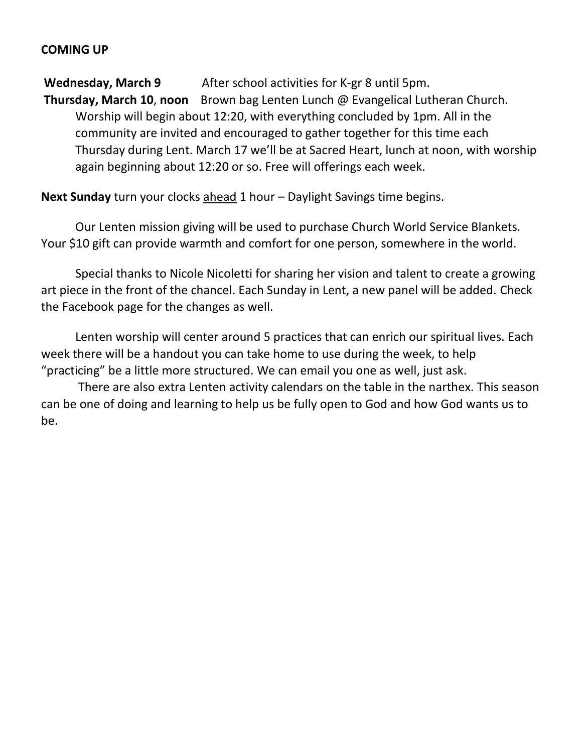**COMING UP**

**Wednesday, March 9** After school activities for K-gr 8 until 5pm.

**Thursday, March 10**, **noon** Brown bag Lenten Lunch @ Evangelical Lutheran Church. Worship will begin about 12:20, with everything concluded by 1pm. All in the community are invited and encouraged to gather together for this time each Thursday during Lent. March 17 we'll be at Sacred Heart, lunch at noon, with worship again beginning about 12:20 or so. Free will offerings each week.

**Next Sunday** turn your clocks <u>ahead</u> 1 hour – Daylight Savings time begins.

Our Lenten mission giving will be used to purchase Church World Service Blankets. Your $10 gift can provide warmth and comfort for one person, somewhere in the world.

Special thanks to Nicole Nicoletti for sharing her vision and talent to create a growing art piece in the front of the chancel. Each Sunday in Lent, a new panel will be added. Check the Facebook page for the changes as well.

Lenten worship will center around 5 practices that can enrich our spiritual lives. Each week there will be a handout you can take home to use during the week, to help "practicing" be a little more structured. We can email you one as well, just ask.

There are also extra Lenten activity calendars on the table in the narthex. This season can be one of doing and learning to help us be fully open to God and how God wants us to be.